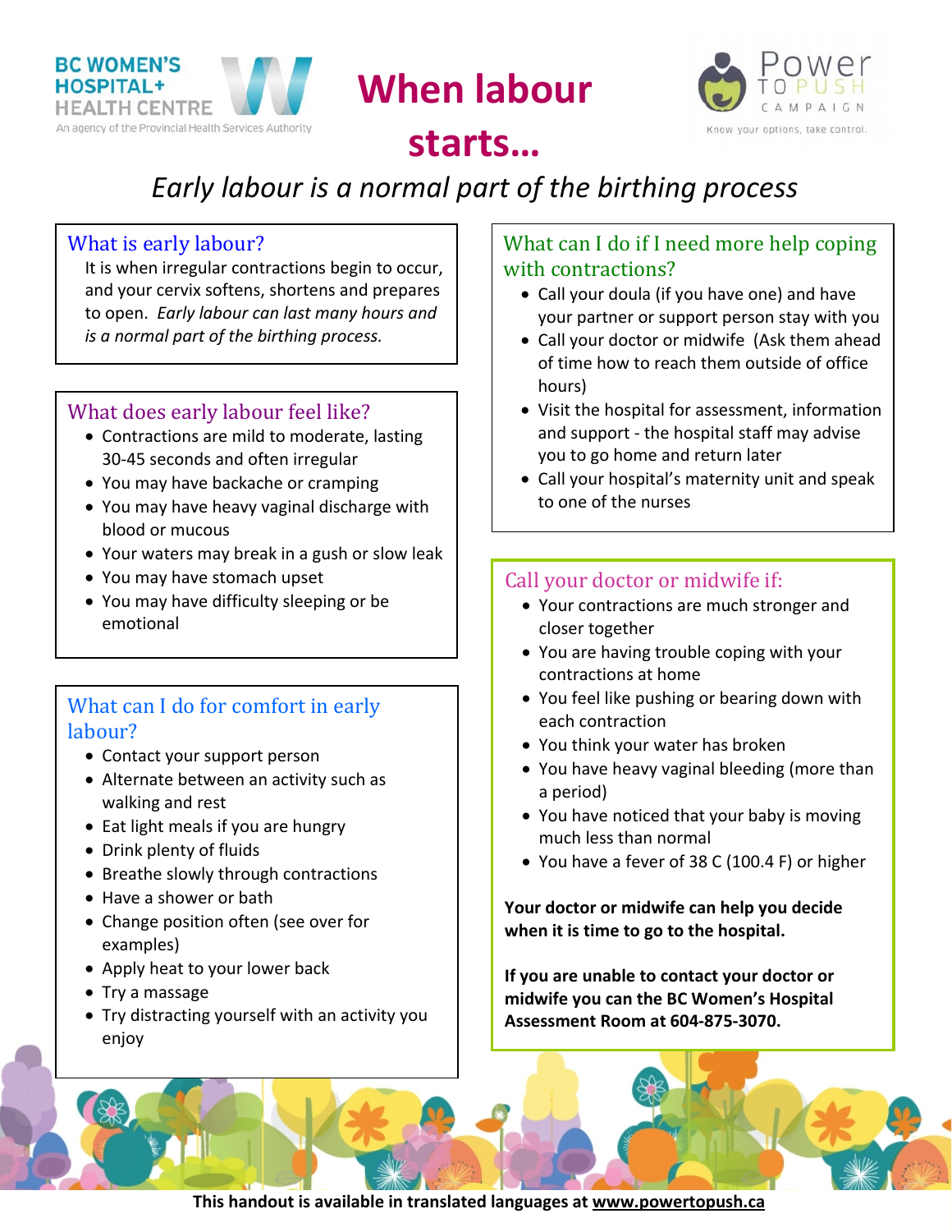BC WOMEN'S HOSPITAL+ HEALTH CENTRE
An agency of the Provincial Health Services Authority

# When labour starts...

Power TO PUSH CAMPAIGN
Know your options, take control.

*Early labour is a normal part of the birthing process*

## What is early labour?

It is when irregular contractions begin to occur, and your cervix softens, shortens and prepares to open. *Early labour can last many hours and is a normal part of the birthing process.*

## What does early labour feel like?

- Contractions are mild to moderate, lasting 30-45 seconds and often irregular
- You may have backache or cramping
- You may have heavy vaginal discharge with blood or mucous
- Your waters may break in a gush or slow leak
- You may have stomach upset
- You may have difficulty sleeping or be emotional

## What can I do for comfort in early labour?

- Contact your support person
- Alternate between an activity such as walking and rest
- Eat light meals if you are hungry
- Drink plenty of fluids
- Breathe slowly through contractions
- Have a shower or bath
- Change position often (see over for examples)
- Apply heat to your lower back
- Try a massage
- Try distracting yourself with an activity you enjoy

## What can I do if I need more help coping with contractions?

- Call your doula (if you have one) and have your partner or support person stay with you
- Call your doctor or midwife (Ask them ahead of time how to reach them outside of office hours)
- Visit the hospital for assessment, information and support - the hospital staff may advise you to go home and return later
- Call your hospital's maternity unit and speak to one of the nurses

## Call your doctor or midwife if:

- Your contractions are much stronger and closer together
- You are having trouble coping with your contractions at home
- You feel like pushing or bearing down with each contraction
- You think your water has broken
- You have heavy vaginal bleeding (more than a period)
- You have noticed that your baby is moving much less than normal
- You have a fever of 38 C (100.4 F) or higher

**Your doctor or midwife can help you decide when it is time to go to the hospital.**

**If you are unable to contact your doctor or midwife you can the BC Women's Hospital Assessment Room at 604-875-3070.**

**This handout is available in translated languages at www.powertopush.ca**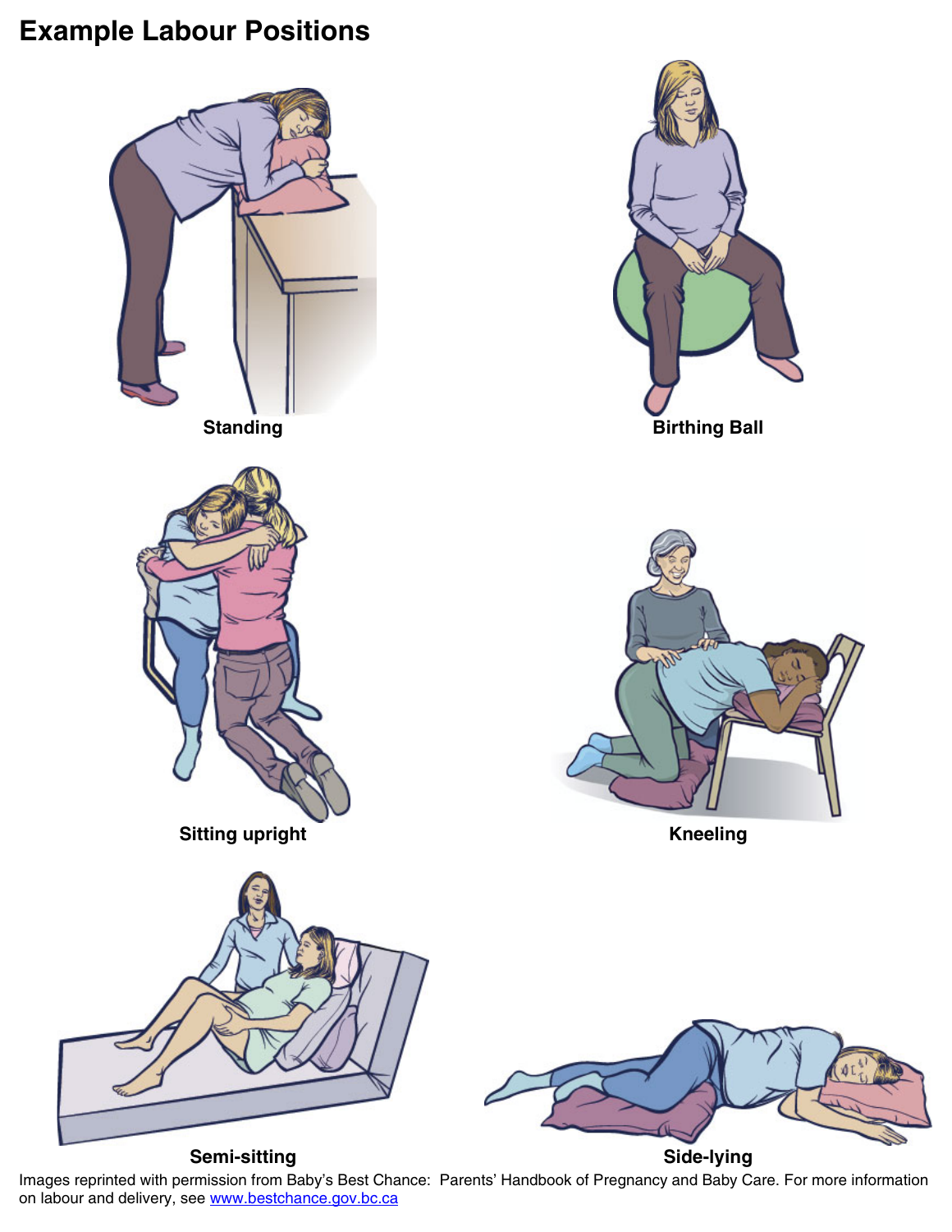# Example Labour Positions

Standing

Birthing Ball

Sitting upright

Kneeling

Semi-sitting

Side-lying

Images reprinted with permission from Baby's Best Chance: Parents' Handbook of Pregnancy and Baby Care. For more information on labour and delivery, see [www.bestchance.gov.bc.ca](http://www.bestchance.gov.bc.ca)